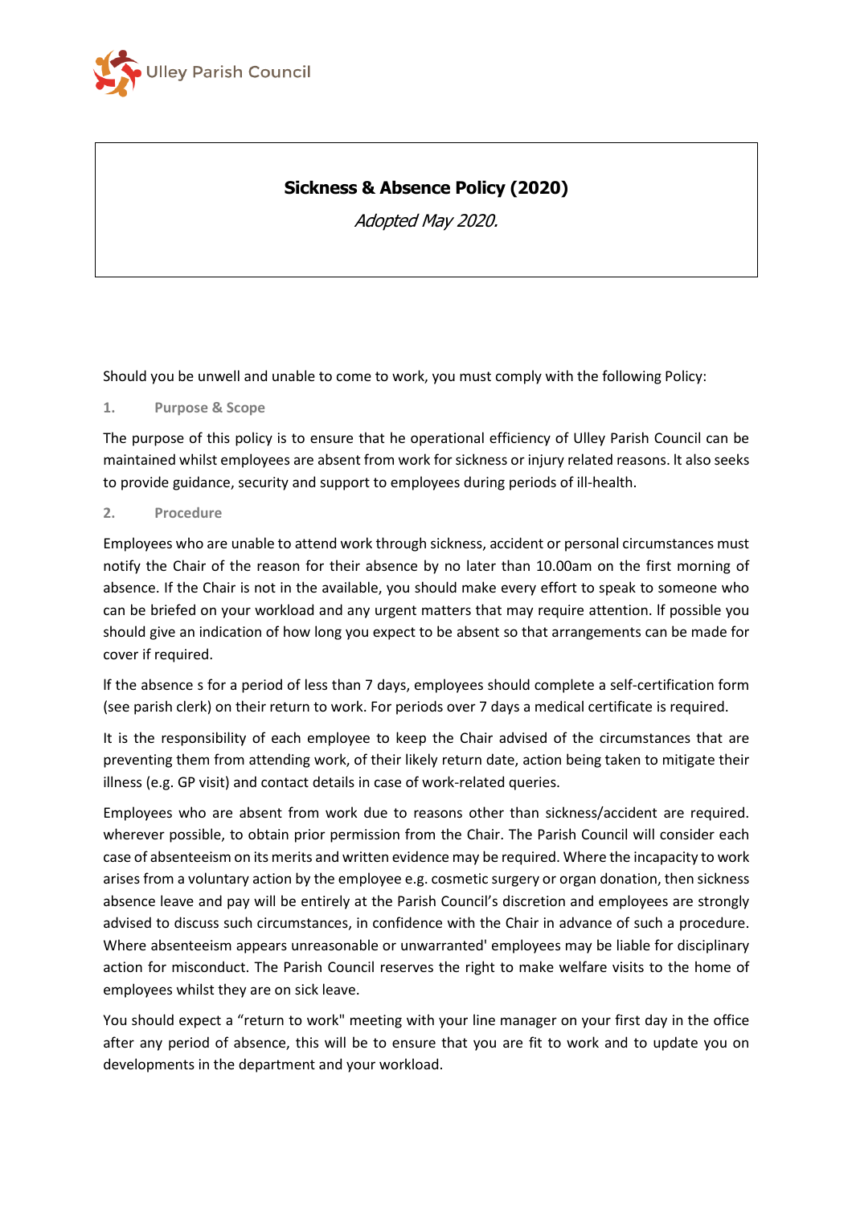Ulley Parish Council

# Sickness & Absence Policy (2020)

*Adopted May 2020.*

Should you be unwell and unable to come to work, you must comply with the following Policy:

## 1. Purpose & Scope

The purpose of this policy is to ensure that he operational efficiency of Ulley Parish Council can be maintained whilst employees are absent from work for sickness or injury related reasons. It also seeks to provide guidance, security and support to employees during periods of ill-health.

## 2. Procedure

Employees who are unable to attend work through sickness, accident or personal circumstances must notify the Chair of the reason for their absence by no later than 10.00am on the first morning of absence. If the Chair is not in the available, you should make every effort to speak to someone who can be briefed on your workload and any urgent matters that may require attention. lf possible you should give an indication of how long you expect to be absent so that arrangements can be made for cover if required.

lf the absence s for a period of less than 7 days, employees should complete a self-certification form (see parish clerk) on their return to work. For periods over 7 days a medical certificate is required.

It is the responsibility of each employee to keep the Chair advised of the circumstances that are preventing them from attending work, of their likely return date, action being taken to mitigate their illness (e.g. GP visit) and contact details in case of work-related queries.

Employees who are absent from work due to reasons other than sickness/accident are required. wherever possible, to obtain prior permission from the Chair. The Parish Council will consider each case of absenteeism on its merits and written evidence may be required. Where the incapacity to work arises from a voluntary action by the employee e.g. cosmetic surgery or organ donation, then sickness absence leave and pay will be entirely at the Parish Council's discretion and employees are strongly advised to discuss such circumstances, in confidence with the Chair in advance of such a procedure. Where absenteeism appears unreasonable or unwarranted' employees may be liable for disciplinary action for misconduct. The Parish Council reserves the right to make welfare visits to the home of employees whilst they are on sick leave.

You should expect a "return to work" meeting with your line manager on your first day in the office after any period of absence, this will be to ensure that you are fit to work and to update you on developments in the department and your workload.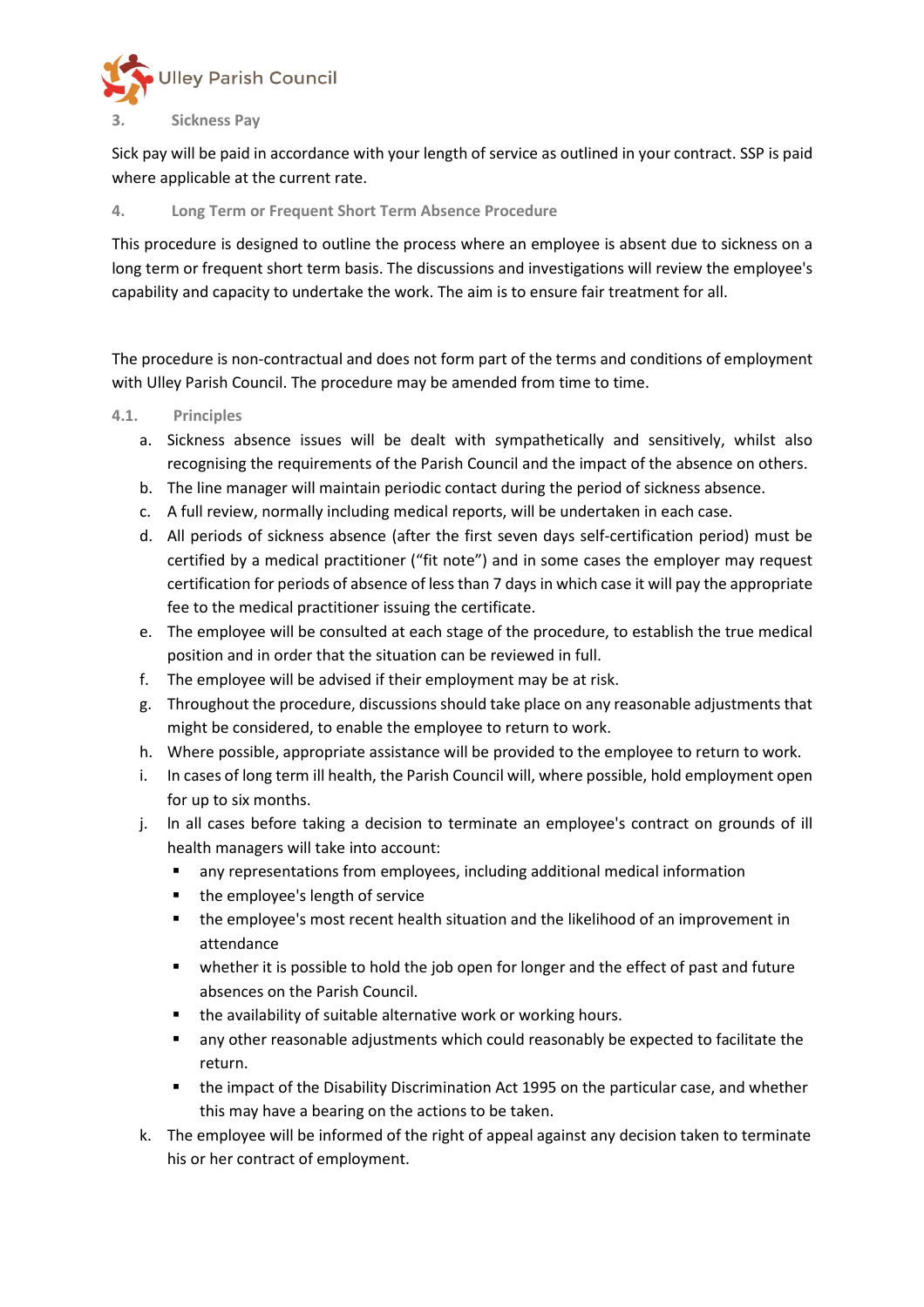## 3. Sickness Pay

Sick pay will be paid in accordance with your length of service as outlined in your contract. SSP is paid where applicable at the current rate.

## 4. Long Term or Frequent Short Term Absence Procedure

This procedure is designed to outline the process where an employee is absent due to sickness on a long term or frequent short term basis. The discussions and investigations will review the employee's capability and capacity to undertake the work. The aim is to ensure fair treatment for all.

The procedure is non-contractual and does not form part of the terms and conditions of employment with Ulley Parish Council. The procedure may be amended from time to time.

### 4.1. Principles

a. Sickness absence issues will be dealt with sympathetically and sensitively, whilst also recognising the requirements of the Parish Council and the impact of the absence on others.
b. The line manager will maintain periodic contact during the period of sickness absence.
c. A full review, normally including medical reports, will be undertaken in each case.
d. All periods of sickness absence (after the first seven days self-certification period) must be certified by a medical practitioner ("fit note") and in some cases the employer may request certification for periods of absence of less than 7 days in which case it will pay the appropriate fee to the medical practitioner issuing the certificate.
e. The employee will be consulted at each stage of the procedure, to establish the true medical position and in order that the situation can be reviewed in full.
f. The employee will be advised if their employment may be at risk.
g. Throughout the procedure, discussions should take place on any reasonable adjustments that might be considered, to enable the employee to return to work.
h. Where possible, appropriate assistance will be provided to the employee to return to work.
i. In cases of long term ill health, the Parish Council will, where possible, hold employment open for up to six months.
j. In all cases before taking a decision to terminate an employee's contract on grounds of ill health managers will take into account:
   - any representations from employees, including additional medical information
   - the employee's length of service
   - the employee's most recent health situation and the likelihood of an improvement in attendance
   - whether it is possible to hold the job open for longer and the effect of past and future absences on the Parish Council.
   - the availability of suitable alternative work or working hours.
   - any other reasonable adjustments which could reasonably be expected to facilitate the return.
   - the impact of the Disability Discrimination Act 1995 on the particular case, and whether this may have a bearing on the actions to be taken.
k. The employee will be informed of the right of appeal against any decision taken to terminate his or her contract of employment.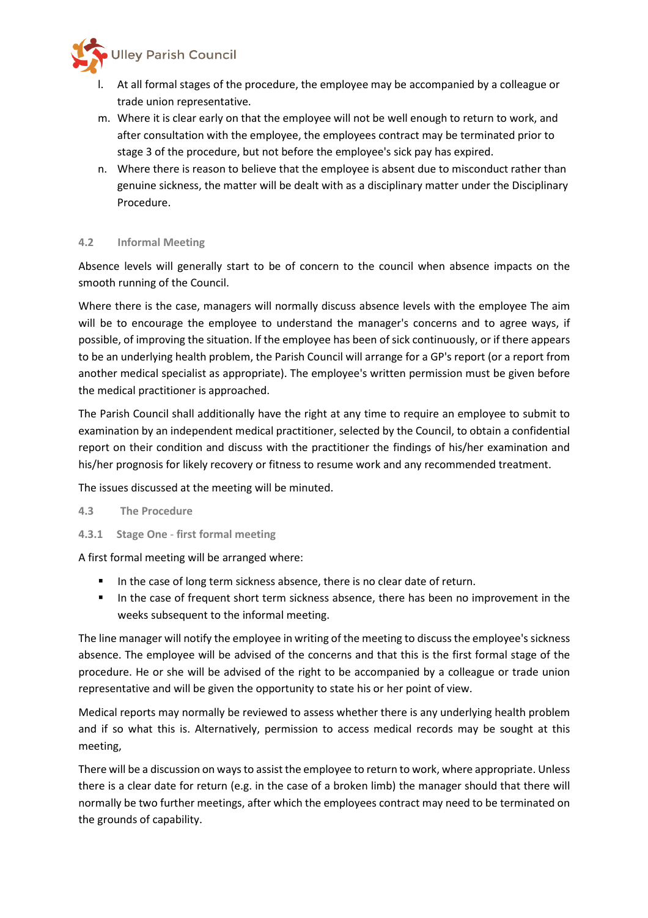l. At all formal stages of the procedure, the employee may be accompanied by a colleague or trade union representative.
m. Where it is clear early on that the employee will not be well enough to return to work, and after consultation with the employee, the employees contract may be terminated prior to stage 3 of the procedure, but not before the employee's sick pay has expired.
n. Where there is reason to believe that the employee is absent due to misconduct rather than genuine sickness, the matter will be dealt with as a disciplinary matter under the Disciplinary Procedure.

### 4.2 Informal Meeting

Absence levels will generally start to be of concern to the council when absence impacts on the smooth running of the Council.

Where there is the case, managers will normally discuss absence levels with the employee The aim will be to encourage the employee to understand the manager's concerns and to agree ways, if possible, of improving the situation. If the employee has been of sick continuously, or if there appears to be an underlying health problem, the Parish Council will arrange for a GP's report (or a report from another medical specialist as appropriate). The employee's written permission must be given before the medical practitioner is approached.

The Parish Council shall additionally have the right at any time to require an employee to submit to examination by an independent medical practitioner, selected by the Council, to obtain a confidential report on their condition and discuss with the practitioner the findings of his/her examination and his/her prognosis for likely recovery or fitness to resume work and any recommended treatment.

The issues discussed at the meeting will be minuted.

### 4.3 The Procedure

#### 4.3.1 Stage One - first formal meeting

A first formal meeting will be arranged where:

- In the case of long term sickness absence, there is no clear date of return.
- In the case of frequent short term sickness absence, there has been no improvement in the weeks subsequent to the informal meeting.

The line manager will notify the employee in writing of the meeting to discuss the employee's sickness absence. The employee will be advised of the concerns and that this is the first formal stage of the procedure. He or she will be advised of the right to be accompanied by a colleague or trade union representative and will be given the opportunity to state his or her point of view.

Medical reports may normally be reviewed to assess whether there is any underlying health problem and if so what this is. Alternatively, permission to access medical records may be sought at this meeting,

There will be a discussion on ways to assist the employee to return to work, where appropriate. Unless there is a clear date for return (e.g. in the case of a broken limb) the manager should that there will normally be two further meetings, after which the employees contract may need to be terminated on the grounds of capability.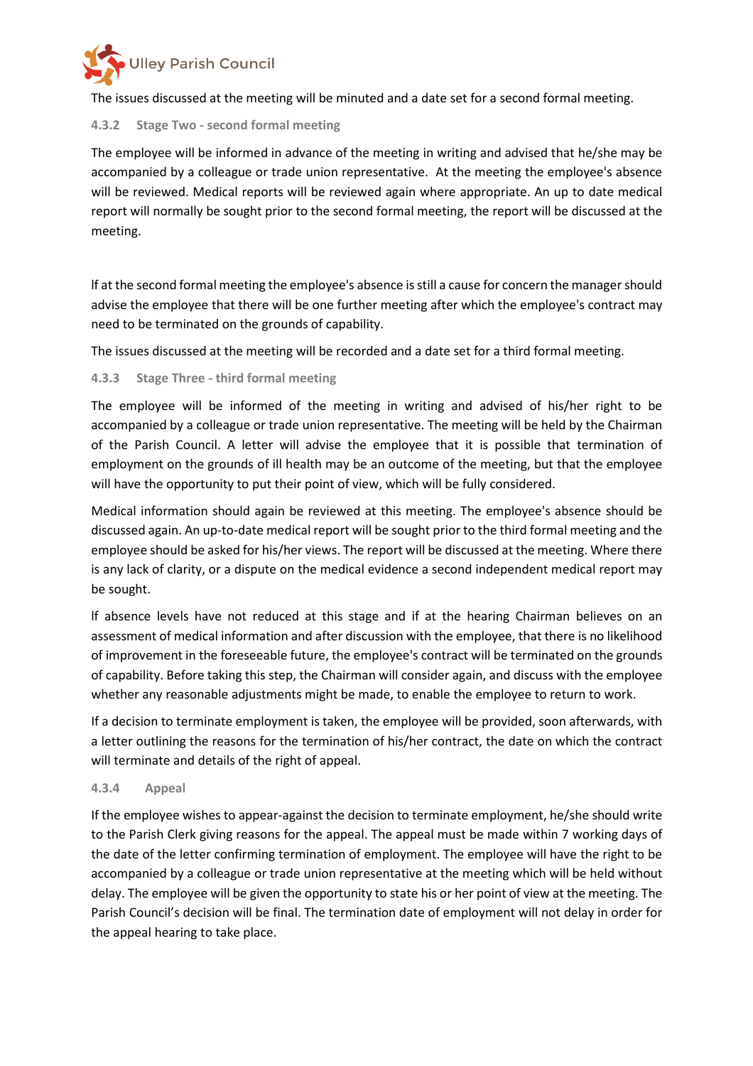The issues discussed at the meeting will be minuted and a date set for a second formal meeting.

### 4.3.2 Stage Two - second formal meeting

The employee will be informed in advance of the meeting in writing and advised that he/she may be accompanied by a colleague or trade union representative. At the meeting the employee's absence will be reviewed. Medical reports will be reviewed again where appropriate. An up to date medical report will normally be sought prior to the second formal meeting, the report will be discussed at the meeting.

lf at the second formal meeting the employee's absence is still a cause for concern the manager should advise the employee that there will be one further meeting after which the employee's contract may need to be terminated on the grounds of capability.

The issues discussed at the meeting will be recorded and a date set for a third formal meeting.

### 4.3.3 Stage Three - third formal meeting

The employee will be informed of the meeting in writing and advised of his/her right to be accompanied by a colleague or trade union representative. The meeting will be held by the Chairman of the Parish Council. A letter will advise the employee that it is possible that termination of employment on the grounds of ill health may be an outcome of the meeting, but that the employee will have the opportunity to put their point of view, which will be fully considered.

Medical information should again be reviewed at this meeting. The employee's absence should be discussed again. An up-to-date medical report will be sought prior to the third formal meeting and the employee should be asked for his/her views. The report will be discussed at the meeting. Where there is any lack of clarity, or a dispute on the medical evidence a second independent medical report may be sought.

lf absence levels have not reduced at this stage and if at the hearing Chairman believes on an assessment of medical information and after discussion with the employee, that there is no likelihood of improvement in the foreseeable future, the employee's contract will be terminated on the grounds of capability. Before taking this step, the Chairman will consider again, and discuss with the employee whether any reasonable adjustments might be made, to enable the employee to return to work.

If a decision to terminate employment is taken, the employee will be provided, soon afterwards, with a letter outlining the reasons for the termination of his/her contract, the date on which the contract will terminate and details of the right of appeal.

### 4.3.4 Appeal

If the employee wishes to appear-against the decision to terminate employment, he/she should write to the Parish Clerk giving reasons for the appeal. The appeal must be made within 7 working days of the date of the letter confirming termination of employment. The employee will have the right to be accompanied by a colleague or trade union representative at the meeting which will be held without delay. The employee will be given the opportunity to state his or her point of view at the meeting. The Parish Council's decision will be final. The termination date of employment will not delay in order for the appeal hearing to take place.